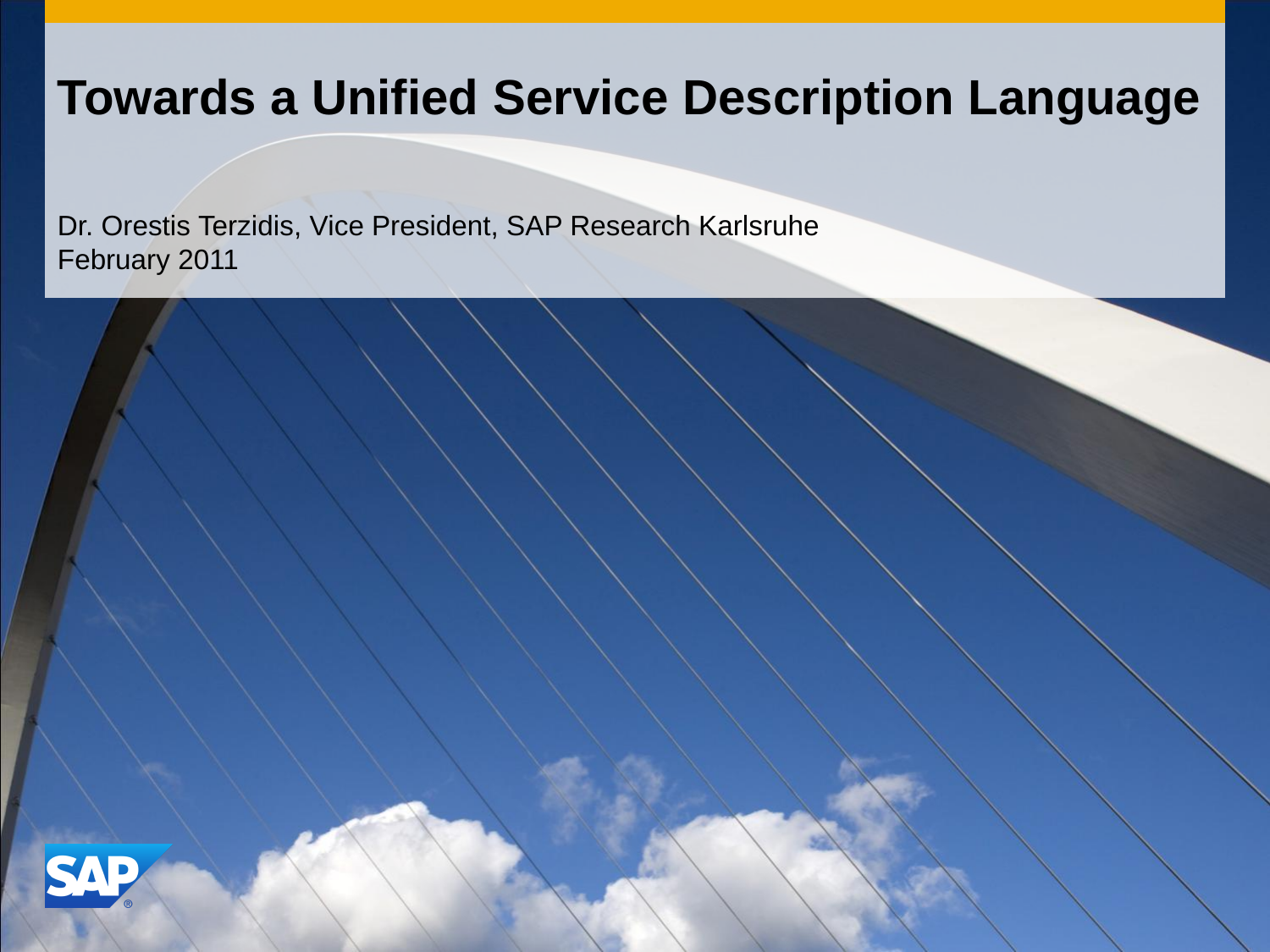# Towards a Unified Service Description Language

Dr. Orestis Terzidis, Vice President, SAP Research Karlsruhe
February 2011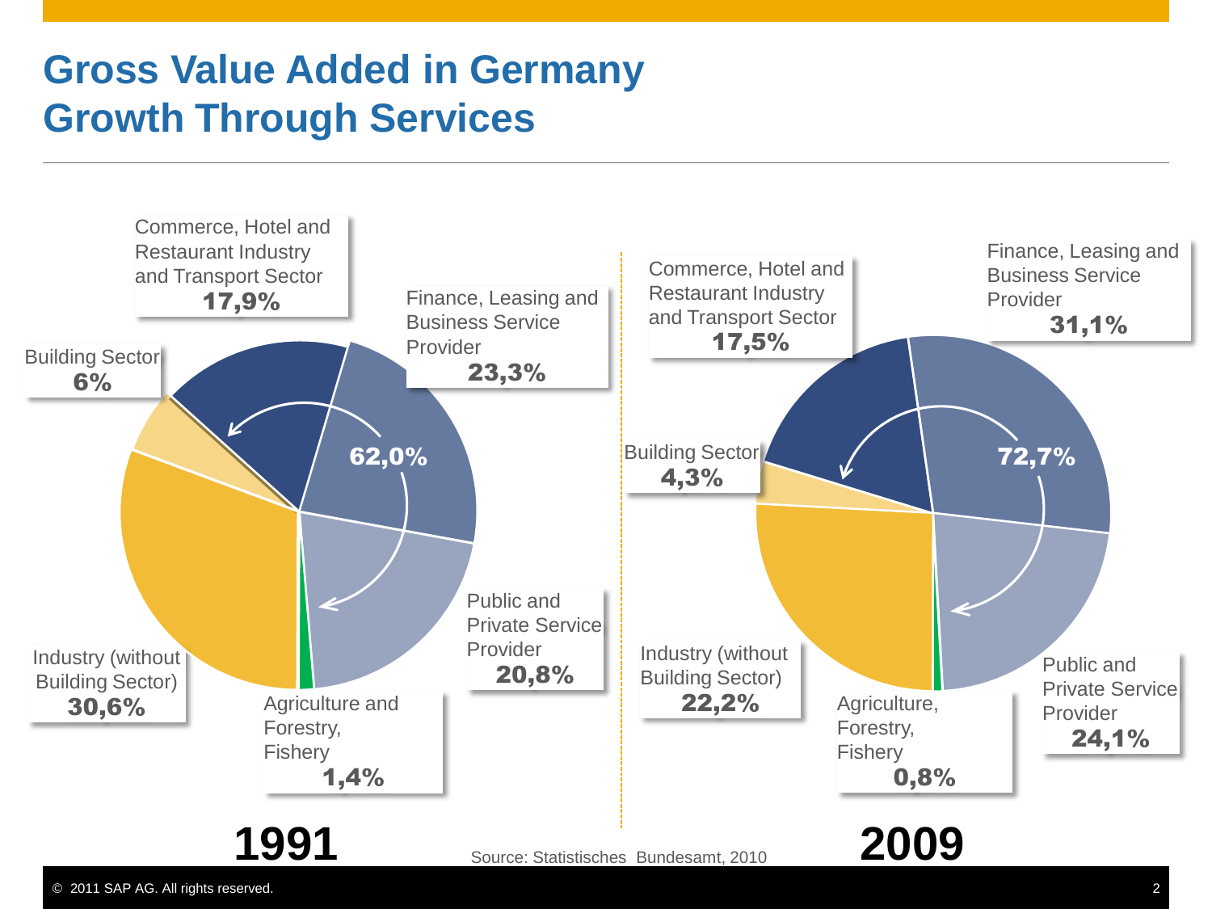# Gross Value Added in Germany
# Growth Through Services

**1991**

- Commerce, Hotel and Restaurant Industry and Transport Sector **17,9%**
- Finance, Leasing and Business Service Provider **23,3%**
- Building Sector **6%**
- **62,0%**
- Public and Private Service Provider **20,8%**
- Industry (without Building Sector) **30,6%**
- Agriculture and Forestry, Fishery **1,4%**

**2009**

- Commerce, Hotel and Restaurant Industry and Transport Sector **17,5%**
- Finance, Leasing and Business Service Provider **31,1%**
- Building Sector **4,3%**
- **72,7%**
- Industry (without Building Sector) **22,2%**
- Agriculture, Forestry, Fishery **0,8%**
- Public and Private Service Provider **24,1%**

Source: Statistisches Bundesamt, 2010

© 2011 SAP AG. All rights reserved.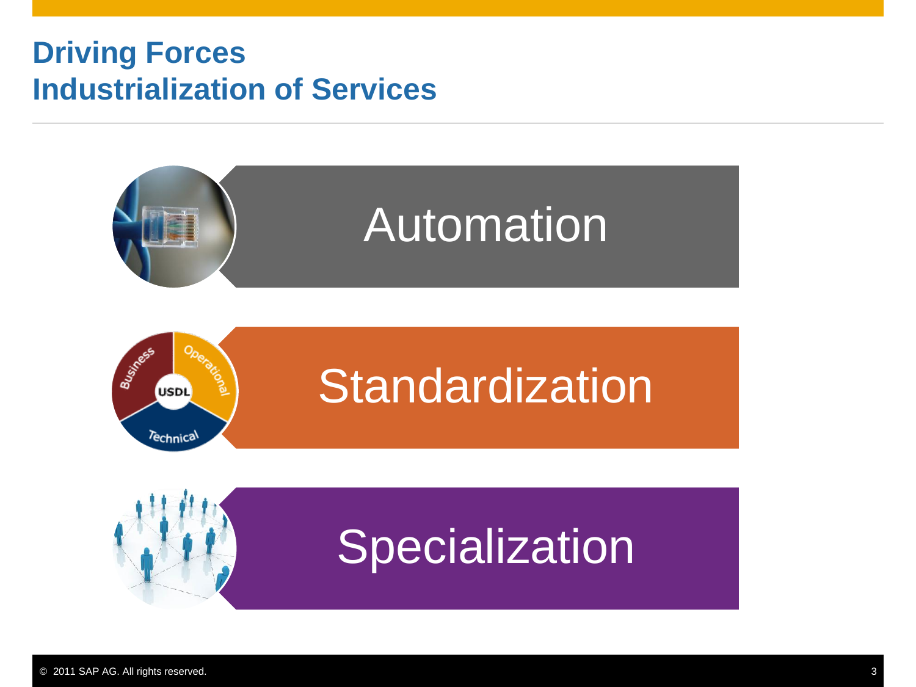# Driving Forces
## Industrialization of Services

- Automation
- Standardization
- Specialization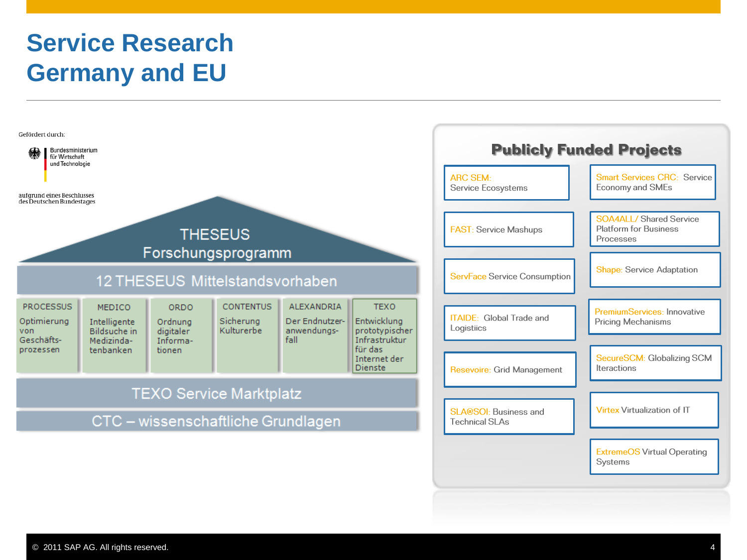# Service Research Germany and EU

Gefördert durch:

Bundesministerium für Wirtschaft und Technologie

aufgrund eines Beschlusses des Deutschen Bundestages

THESEUS Forschungsprogramm

12 THESEUS Mittelstandsvorhaben

| PROCESSUS | MEDICO | ORDO | CONTENTUS | ALEXANDRIA | TEXO |
|---|---|---|---|---|---|
| Optimierung von Geschäfts-prozessen | Intelligente Bildsuche in Medizinda-tenbanken | Ordnung digitaler Informa-tionen | Sicherung Kulturerbe | Der Endnutzer-anwendungs-fall | Entwicklung prototypischer Infrastruktur für das Internet der Dienste |

TEXO Service Marktplatz

CTC – wissenschaftliche Grundlagen

## Publicly Funded Projects

- ARC SEM: Service Ecosystems
- Smart Services CRC: Service Economy and SMEs
- FAST: Service Mashups
- SOA4ALL/ Shared Service Platform for Business Processes
- ServFace Service Consumption
- Shape: Service Adaptation
- ITAIDE: Global Trade and Logistiics
- PremiumServices: Innovative Pricing Mechanisms
- Resevoire: Grid Management
- SecureSCM: Globalizing SCM Iteractions
- SLA@SOI: Business and Technical SLAs
- Virtex Virtualization of IT
- ExtremeOS Virtual Operating Systems

© 2011 SAP AG. All rights reserved.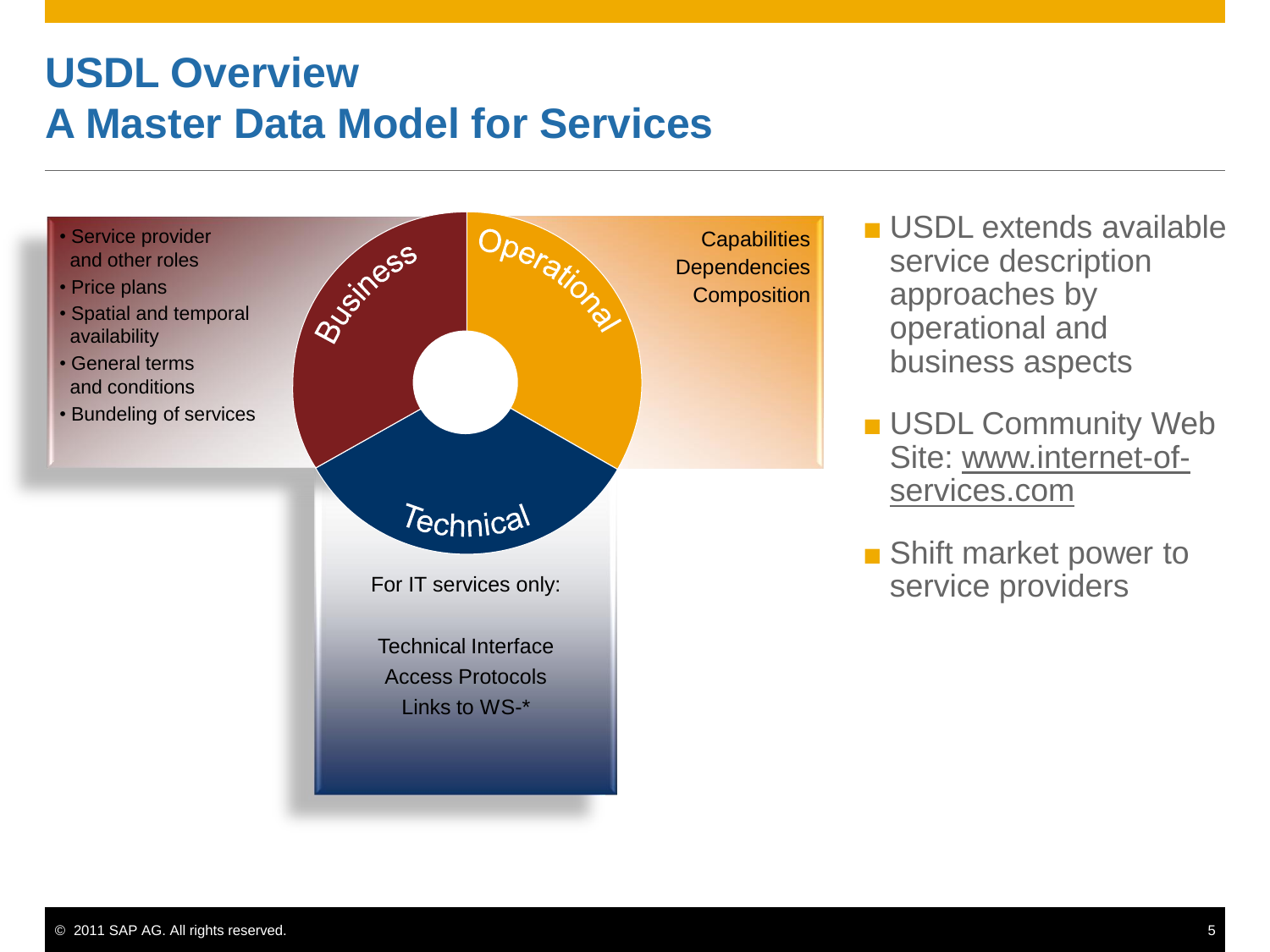# USDL Overview
# A Master Data Model for Services

**Business**

- Service provider and other roles
- Price plans
- Spatial and temporal availability
- General terms and conditions
- Bundeling of services

**Operational**

Capabilities
Dependencies
Composition

**Technical**

For IT services only:

Technical Interface
Access Protocols
Links to WS-*

- USDL extends available service description approaches by operational and business aspects
- USDL Community Web Site: www.internet-of-services.com
- Shift market power to service providers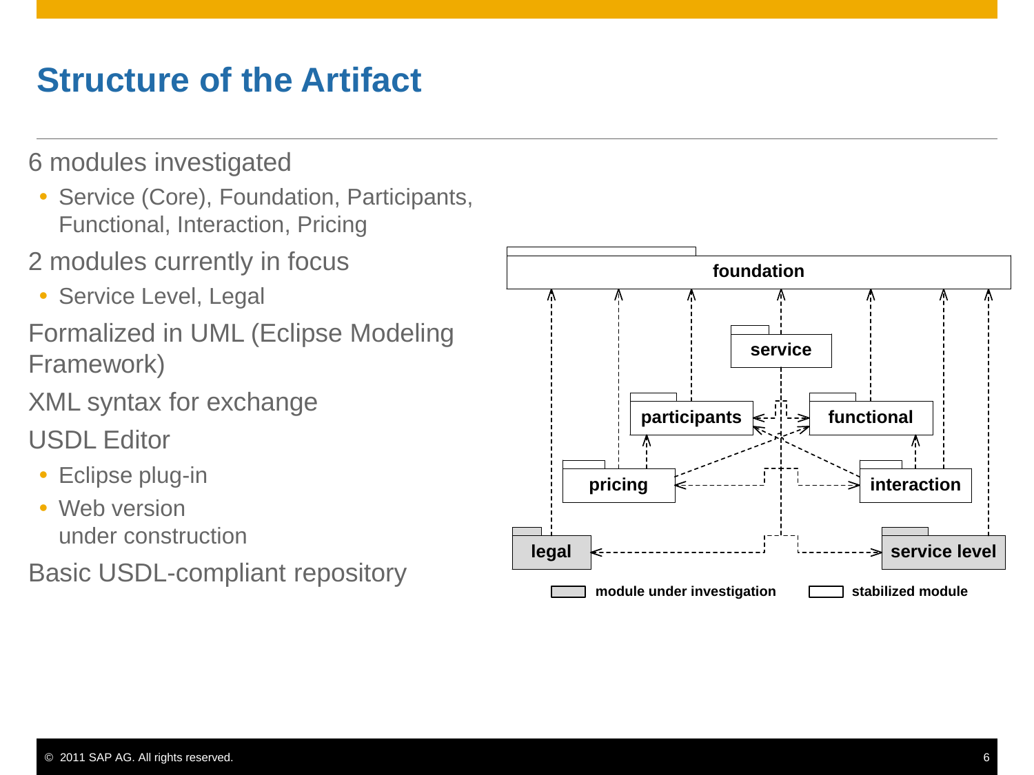# Structure of the Artifact

6 modules investigated

- Service (Core), Foundation, Participants, Functional, Interaction, Pricing

2 modules currently in focus

- Service Level, Legal

Formalized in UML (Eclipse Modeling Framework)

XML syntax for exchange

USDL Editor

- Eclipse plug-in
- Web version under construction

Basic USDL-compliant repository

foundation

service

participants

functional

pricing

interaction

legal

service level

module under investigation

stabilized module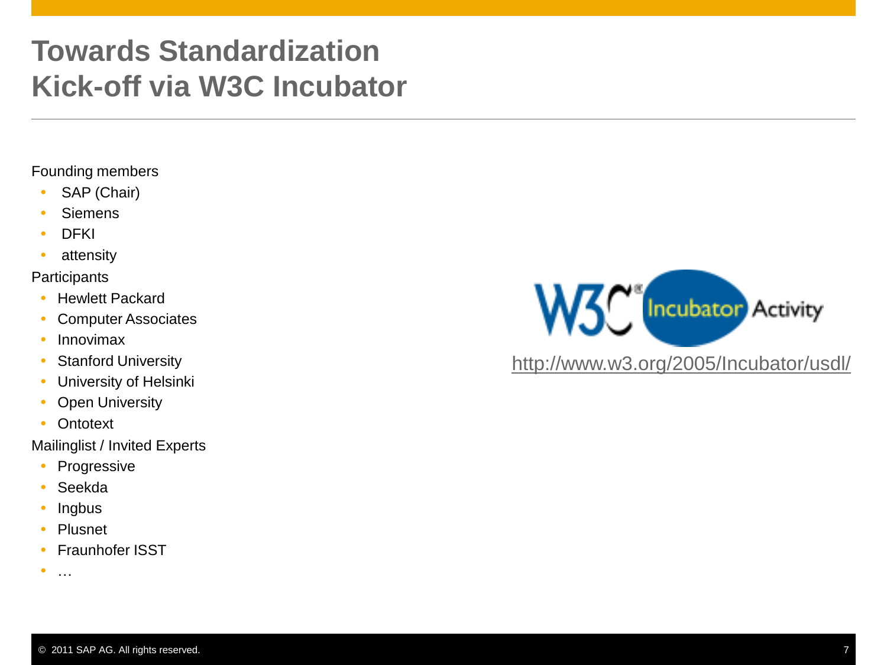# Towards Standardization
# Kick-off via W3C Incubator

Founding members

- SAP (Chair)
- Siemens
- DFKI
- attensity

Participants

- Hewlett Packard
- Computer Associates
- Innovimax
- Stanford University
- University of Helsinki
- Open University
- Ontotext

Mailinglist / Invited Experts

- Progressive
- Seekda
- Ingbus
- Plusnet
- Fraunhofer ISST
- …

W3C Incubator Activity

http://www.w3.org/2005/Incubator/usdl/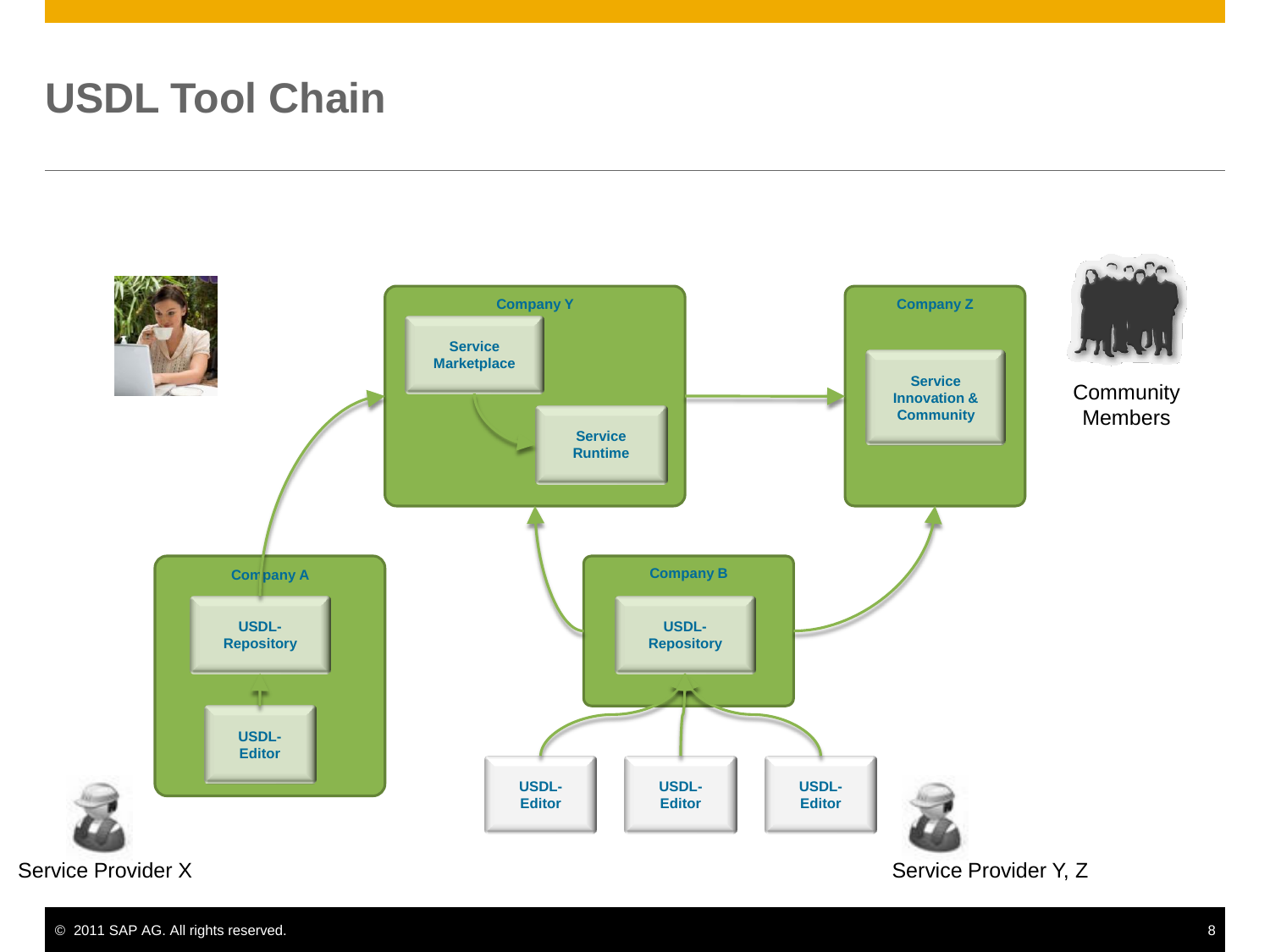# USDL Tool Chain

Company Y

Service Marketplace

Service Runtime

Company Z

Service Innovation & Community

Community Members

Company A

USDL-Repository

USDL-Editor

Company B

USDL-Repository

USDL-Editor

USDL-Editor

USDL-Editor

Service Provider X

Service Provider Y, Z

© 2011 SAP AG. All rights reserved.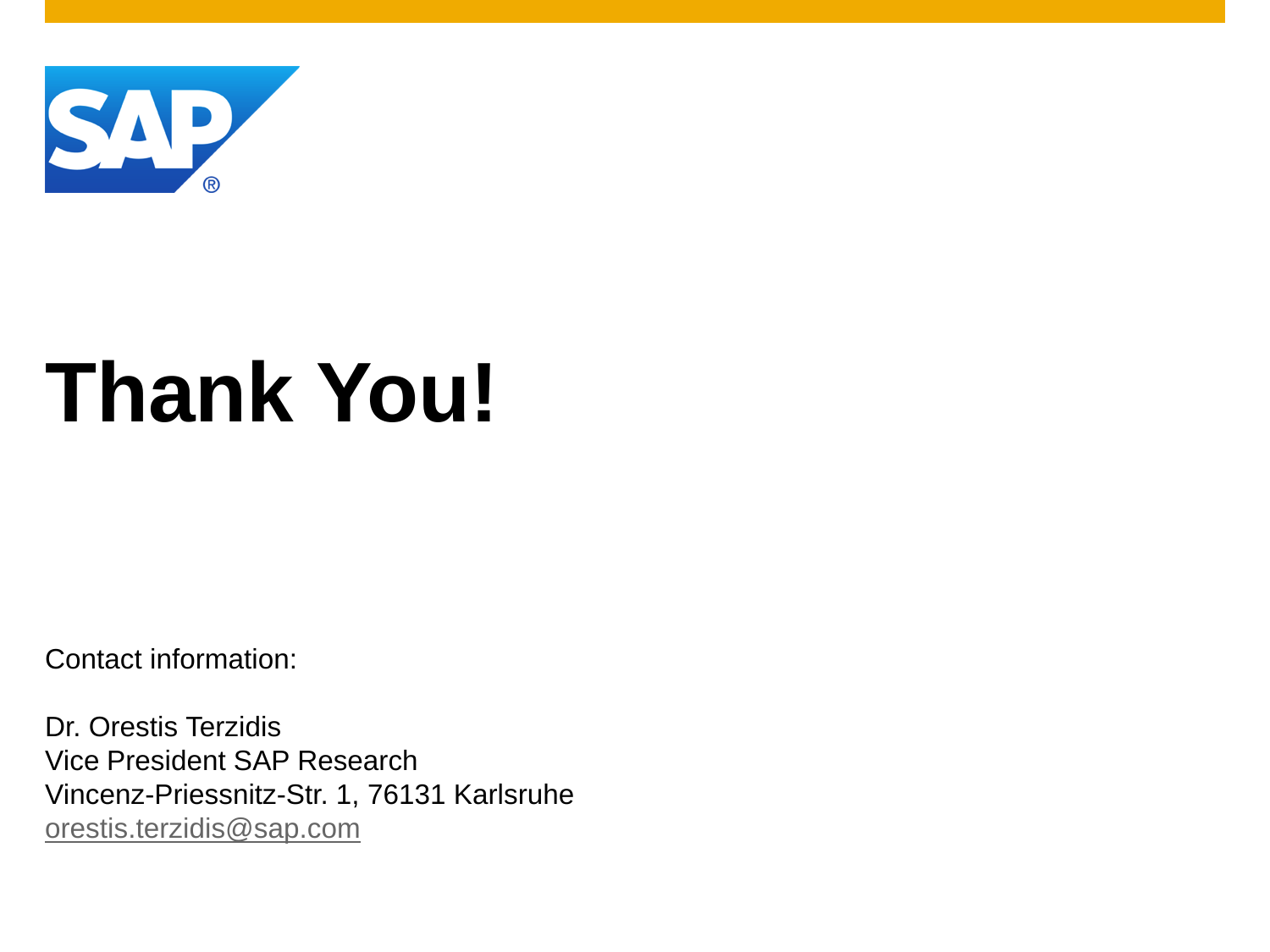# Thank You!

Contact information:

Dr. Orestis Terzidis
Vice President SAP Research
Vincenz-Priessnitz-Str. 1, 76131 Karlsruhe
orestis.terzidis@sap.com